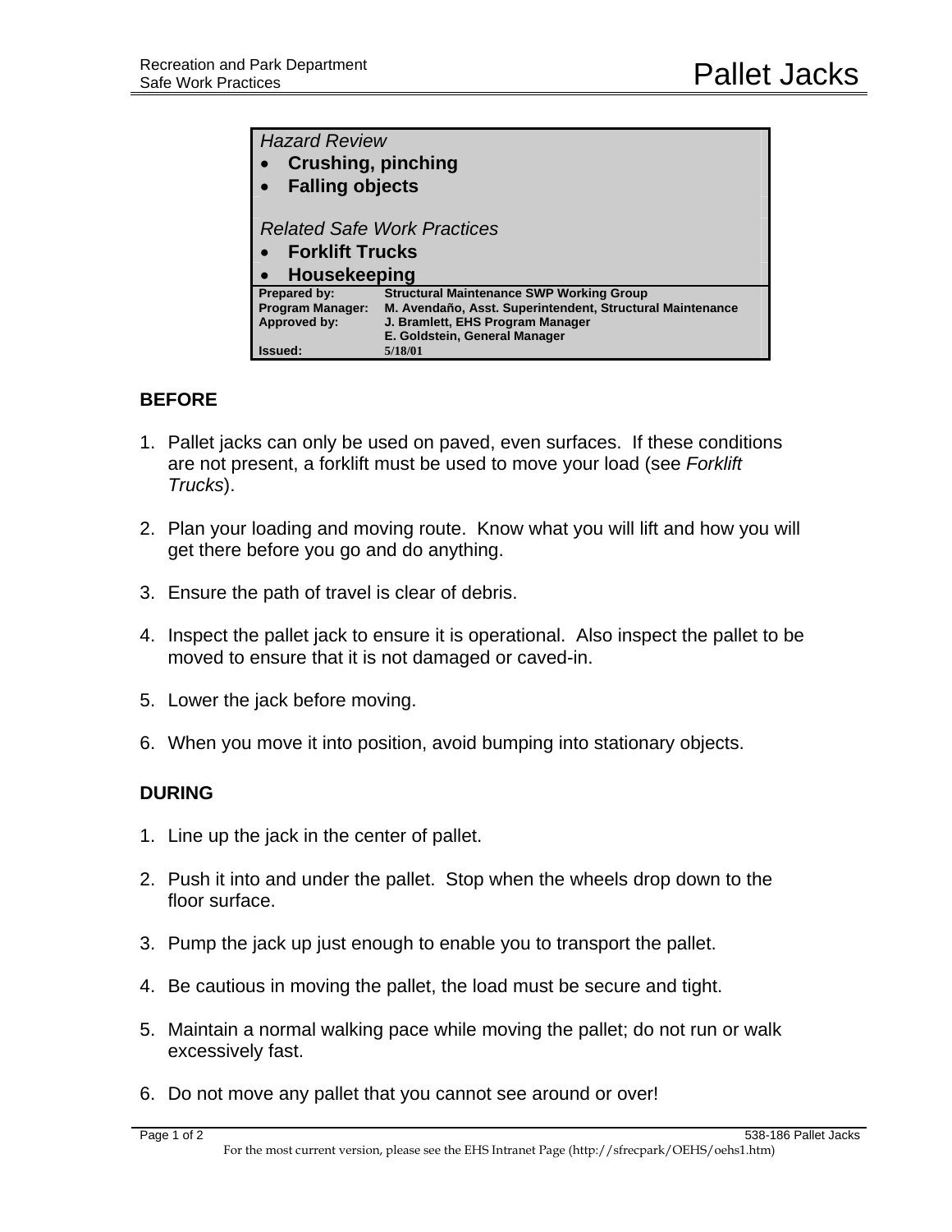# Pallet Jacks

| *Hazard Review* |
|---|
| • **Crushing, pinching** |
| • **Falling objects** |
| |
| *Related Safe Work Practices* |
| • **Forklift Trucks** |
| • **Housekeeping** |

| | |
|---|---|
| **Prepared by:** | **Structural Maintenance SWP Working Group** |
| **Program Manager:** | **M. Avendaño, Asst. Superintendent, Structural Maintenance** |
| **Approved by:** | **J. Bramlett, EHS Program Manager** |
| | **E. Goldstein, General Manager** |
| **Issued:** | **5/18/01** |

## BEFORE

1. Pallet jacks can only be used on paved, even surfaces. If these conditions are not present, a forklift must be used to move your load (see *Forklift Trucks*).

2. Plan your loading and moving route. Know what you will lift and how you will get there before you go and do anything.

3. Ensure the path of travel is clear of debris.

4. Inspect the pallet jack to ensure it is operational. Also inspect the pallet to be moved to ensure that it is not damaged or caved-in.

5. Lower the jack before moving.

6. When you move it into position, avoid bumping into stationary objects.

## DURING

1. Line up the jack in the center of pallet.

2. Push it into and under the pallet. Stop when the wheels drop down to the floor surface.

3. Pump the jack up just enough to enable you to transport the pallet.

4. Be cautious in moving the pallet, the load must be secure and tight.

5. Maintain a normal walking pace while moving the pallet; do not run or walk excessively fast.

6. Do not move any pallet that you cannot see around or over!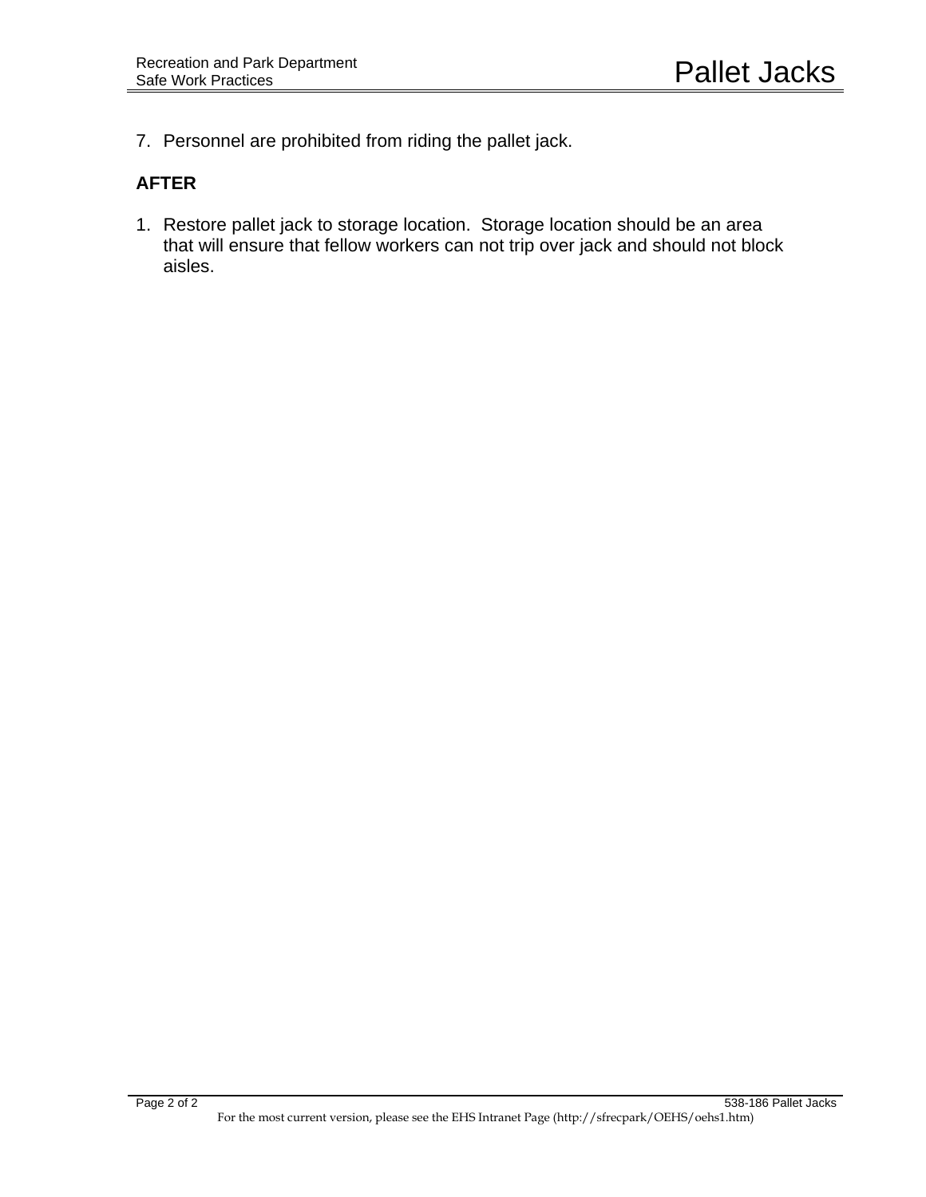7. Personnel are prohibited from riding the pallet jack.

**AFTER**

1. Restore pallet jack to storage location. Storage location should be an area that will ensure that fellow workers can not trip over jack and should not block aisles.